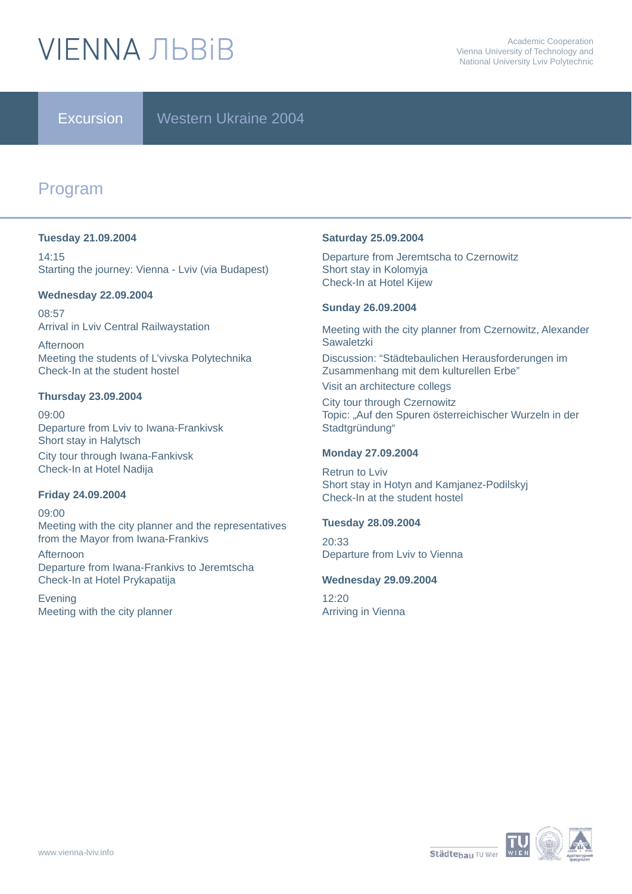# VIENNA ЛЬВіВ

Academic Cooperation
Vienna University of Technology and
National University Lviv Polytechnic

**Excursion** Western Ukraine 2004

## Program

**Tuesday 21.09.2004**

14:15
Starting the journey: Vienna - Lviv (via Budapest)

**Wednesday 22.09.2004**

08:57
Arrival in Lviv Central Railwaystation

Afternoon
Meeting the students of L'vivska Polytechnika
Check-In at the student hostel

**Thursday 23.09.2004**

09:00
Departure from Lviv to Iwana-Frankivsk
Short stay in Halytsch

City tour through Iwana-Fankivsk
Check-In at Hotel Nadija

**Friday 24.09.2004**

09:00
Meeting with the city planner and the representatives from the Mayor from Iwana-Frankivs

Afternoon
Departure from Iwana-Frankivs to Jeremtscha
Check-In at Hotel Prykapatija

Evening
Meeting with the city planner

**Saturday 25.09.2004**

Departure from Jeremtscha to Czernowitz
Short stay in Kolomyja
Check-In at Hotel Kijew

**Sunday 26.09.2004**

Meeting with the city planner from Czernowitz, Alexander Sawaletzki

Discussion: "Städtebaulichen Herausforderungen im Zusammenhang mit dem kulturellen Erbe"

Visit an architecture collegs

City tour through Czernowitz
Topic: „Auf den Spuren österreichischer Wurzeln in der Stadtgründung"

**Monday 27.09.2004**

Retrun to Lviv
Short stay in Hotyn and Kamjanez-Podilskyj
Check-In at the student hostel

**Tuesday 28.09.2004**

20:33
Departure from Lviv to Vienna

**Wednesday 29.09.2004**

12:20
Arriving in Vienna

www.vienna-lviv.info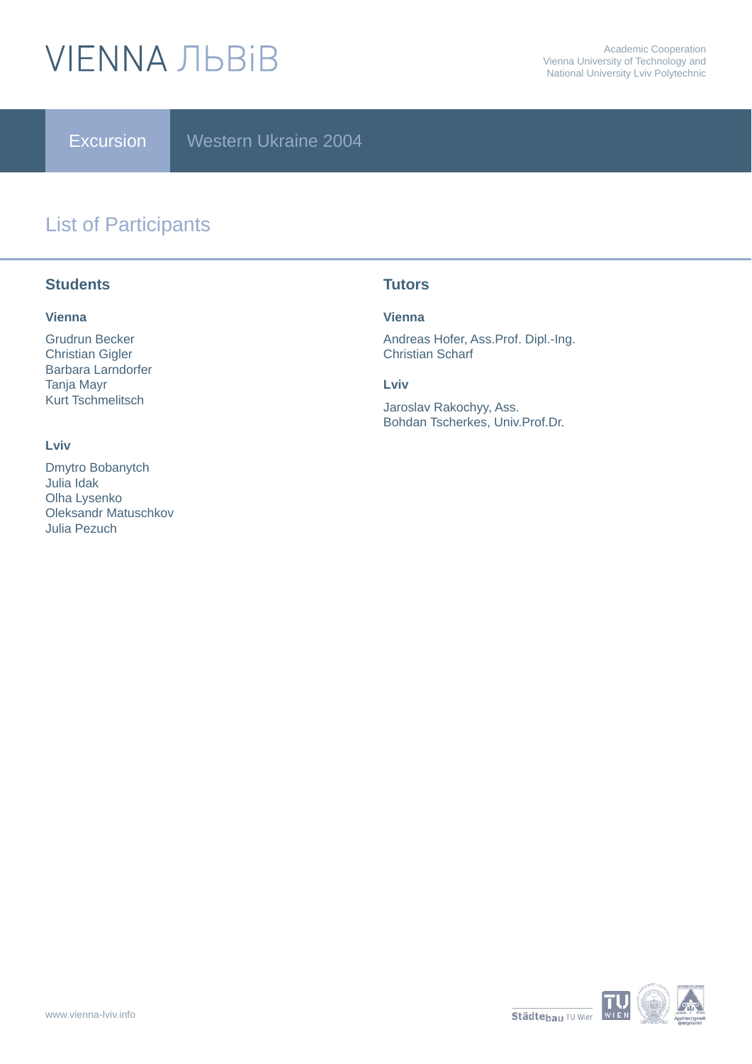# VIENNA ЛЬВіВ

Academic Cooperation
Vienna University of Technology and
National University Lviv Polytechnic

Excursion — Western Ukraine 2004

## List of Participants

### Students

#### Vienna

Grudrun Becker
Christian Gigler
Barbara Larndorfer
Tanja Mayr
Kurt Tschmelitsch

#### Lviv

Dmytro Bobanytch
Julia Idak
Olha Lysenko
Oleksandr Matuschkov
Julia Pezuch

### Tutors

#### Vienna

Andreas Hofer, Ass.Prof. Dipl.-Ing.
Christian Scharf

#### Lviv

Jaroslav Rakochyy, Ass.
Bohdan Tscherkes, Univ.Prof.Dr.

www.vienna-lviv.info